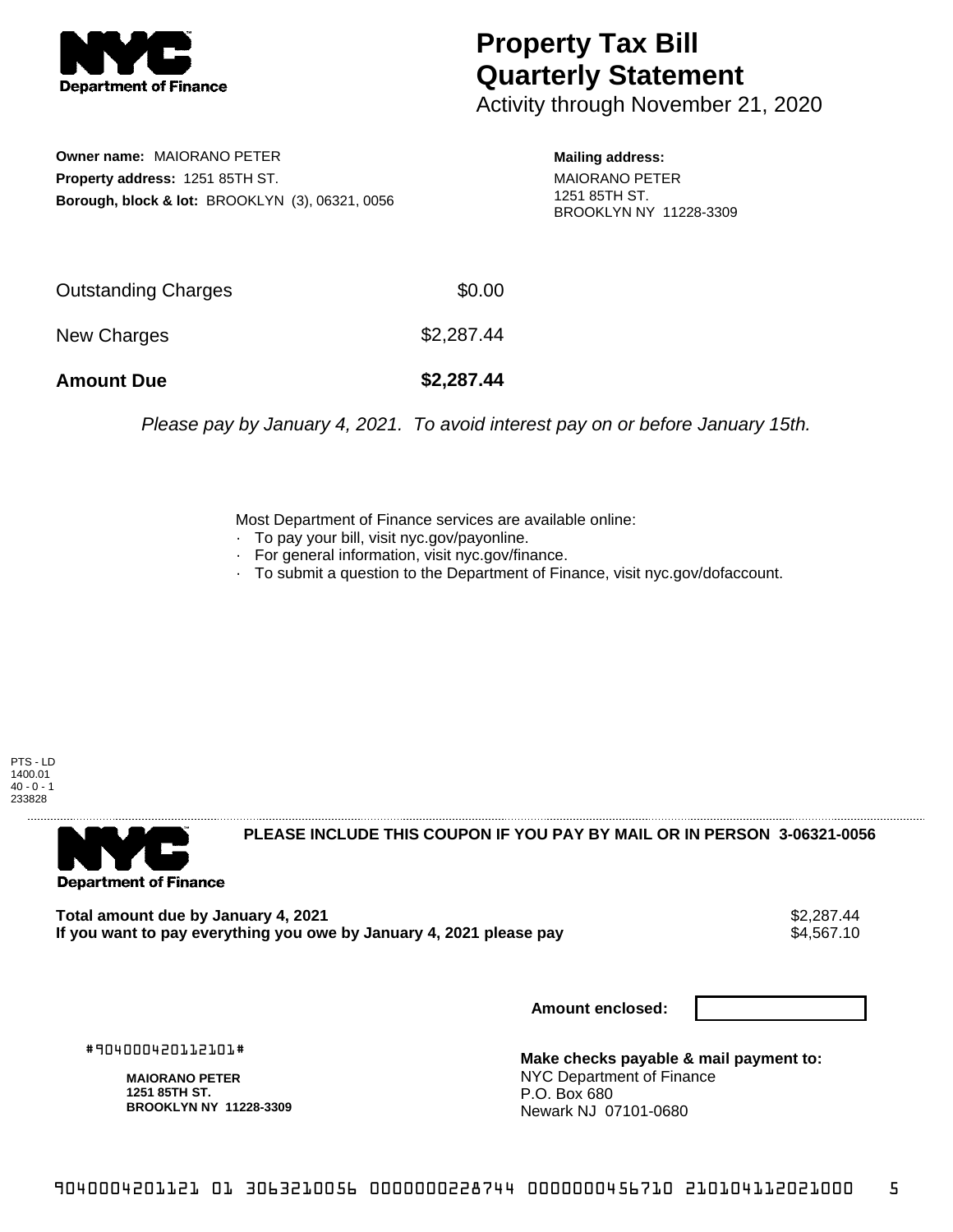# Property Tax Bill Quarterly Statement

Activity through November 21, 2020

**Owner name:** MAIORANO PETER
**Property address:** 1251 85TH ST.
**Borough, block & lot:** BROOKLYN (3), 06321, 0056

**Mailing address:**
MAIORANO PETER
1251 85TH ST.
BROOKLYN NY 11228-3309

| | |
|---|---|
| Outstanding Charges | $0.00 |
| New Charges | $2,287.44 |
| **Amount Due** | **$2,287.44** |

*Please pay by January 4, 2021. To avoid interest pay on or before January 15th.*

Most Department of Finance services are available online:
- To pay your bill, visit nyc.gov/payonline.
- For general information, visit nyc.gov/finance.
- To submit a question to the Department of Finance, visit nyc.gov/dofaccount.

PTS - LD
1400.01
40 - 0 - 1
233828

**PLEASE INCLUDE THIS COUPON IF YOU PAY BY MAIL OR IN PERSON 3-06321-0056**

| | |
|---|---|
| **Total amount due by January 4, 2021** | $2,287.44 |
| **If you want to pay everything you owe by January 4, 2021 please pay** | $4,567.10 |

**Amount enclosed:**

#904000420112101#

**MAIORANO PETER**
**1251 85TH ST.**
**BROOKLYN NY 11228-3309**

**Make checks payable & mail payment to:**
NYC Department of Finance
P.O. Box 680
Newark NJ 07101-0680

9040004201121 01 3063210056 0000000228744 0000000456710 210104112021000 5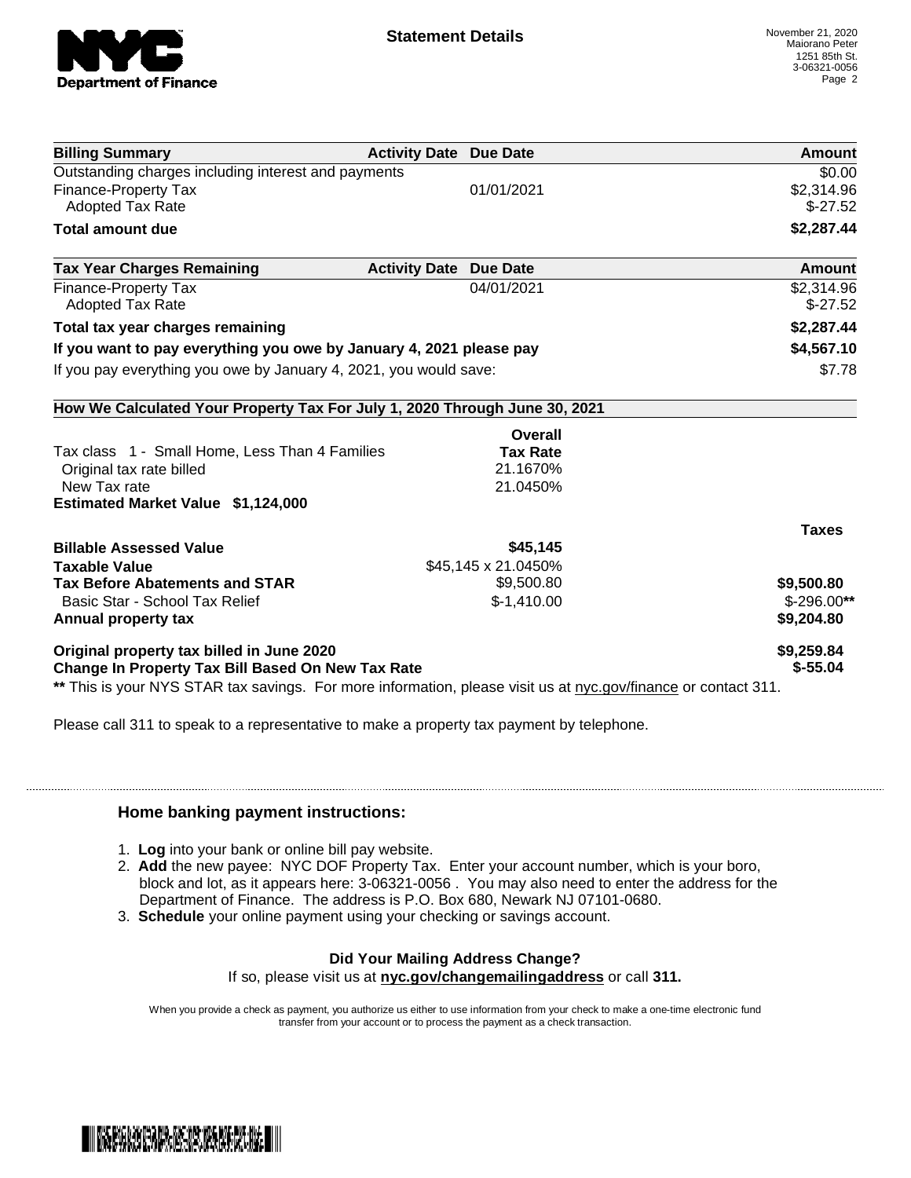**NYC Department of Finance**

## Statement Details

November 21, 2020
Maiorano Peter
1251 85th St.
3-06321-0056
Page 2

| Billing Summary | Activity Date | Due Date | Amount |
|---|---|---|---|
| Outstanding charges including interest and payments | | | $0.00 |
| Finance-Property Tax | | 01/01/2021 | $2,314.96 |
| Adopted Tax Rate | | | $-27.52 |
| **Total amount due** | | | **$2,287.44** |

| Tax Year Charges Remaining | Activity Date | Due Date | Amount |
|---|---|---|---|
| Finance-Property Tax | | 04/01/2021 | $2,314.96 |
| Adopted Tax Rate | | | $-27.52 |
| **Total tax year charges remaining** | | | **$2,287.44** |
| **If you want to pay everything you owe by January 4, 2021 please pay** | | | **$4,567.10** |
| If you pay everything you owe by January 4, 2021, you would save: | | | $7.78 |

**How We Calculated Your Property Tax For July 1, 2020 Through June 30, 2021**

| | Overall Tax Rate | Taxes |
|---|---|---|
| Tax class 1 - Small Home, Less Than 4 Families | | |
| Original tax rate billed | 21.1670% | |
| New Tax rate | 21.0450% | |
| **Estimated Market Value $1,124,000** | | |
| **Billable Assessed Value** | **$45,145** | |
| **Taxable Value** | $45,145 x 21.0450% | |
| **Tax Before Abatements and STAR** | $9,500.80 | **$9,500.80** |
| Basic Star - School Tax Relief | $-1,410.00 | $-296.00** |
| **Annual property tax** | | **$9,204.80** |
| **Original property tax billed in June 2020** | | **$9,259.84** |
| **Change In Property Tax Bill Based On New Tax Rate** | | **$-55.04** |

** This is your NYS STAR tax savings. For more information, please visit us at nyc.gov/finance or contact 311.

Please call 311 to speak to a representative to make a property tax payment by telephone.

### Home banking payment instructions:

1. **Log** into your bank or online bill pay website.
2. **Add** the new payee: NYC DOF Property Tax. Enter your account number, which is your boro, block and lot, as it appears here: 3-06321-0056 . You may also need to enter the address for the Department of Finance. The address is P.O. Box 680, Newark NJ 07101-0680.
3. **Schedule** your online payment using your checking or savings account.

**Did Your Mailing Address Change?**

If so, please visit us at **nyc.gov/changemailingaddress** or call **311.**

When you provide a check as payment, you authorize us either to use information from your check to make a one-time electronic fund transfer from your account or to process the payment as a check transaction.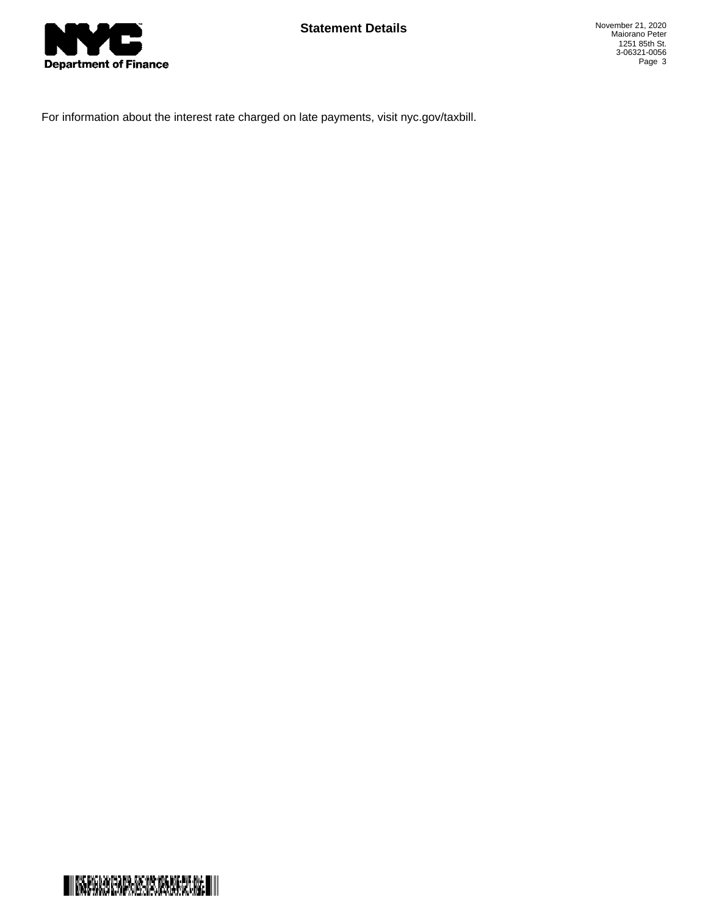For information about the interest rate charged on late payments, visit nyc.gov/taxbill.